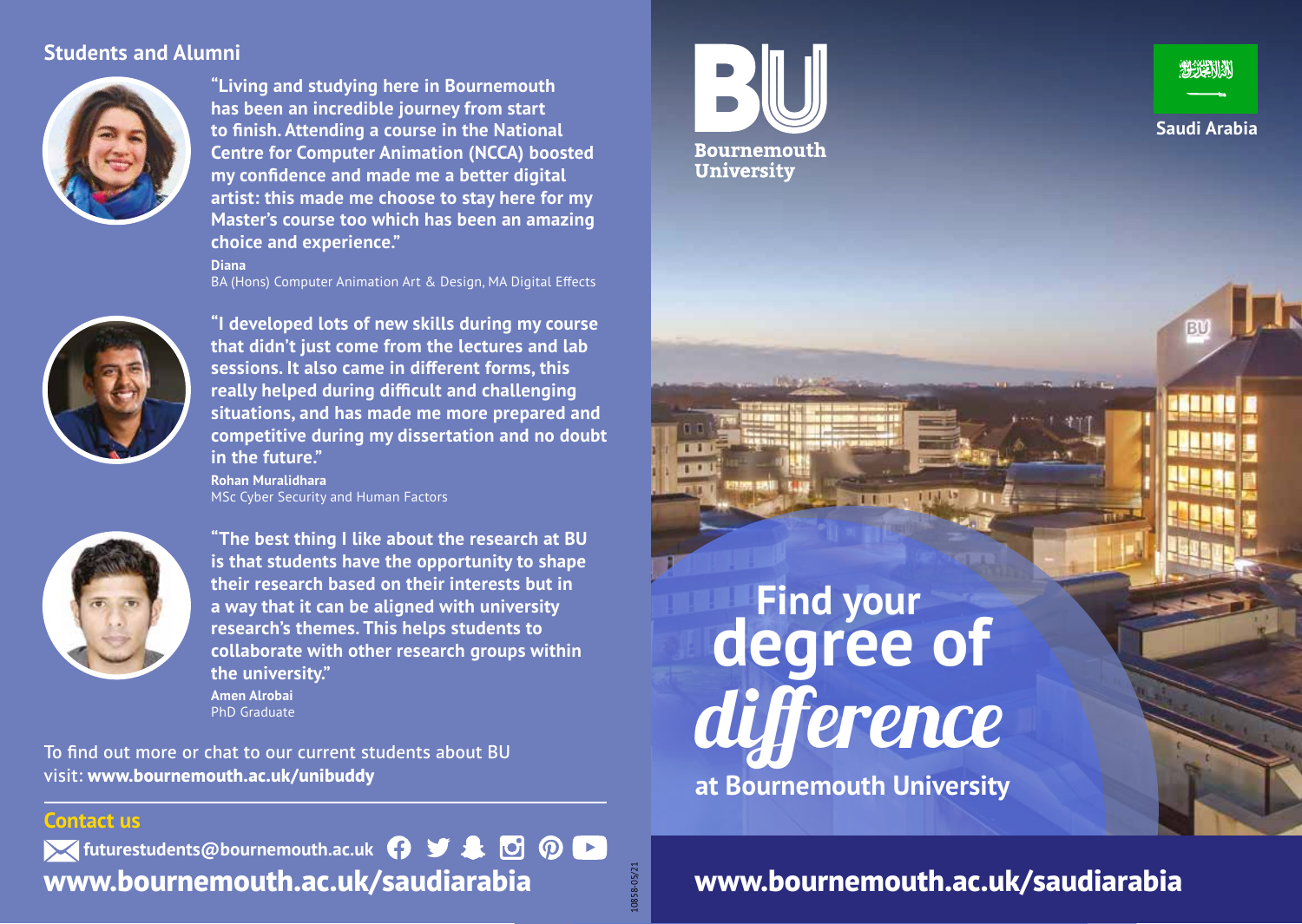## Students and Alumni

**"Living and studying here in Bournemouth has been an incredible journey from start to finish. Attending a course in the National Centre for Computer Animation (NCCA) boosted my confidence and made me a better digital artist: this made me choose to stay here for my Master's course too which has been an amazing choice and experience."**

**Diana**
BA (Hons) Computer Animation Art & Design, MA Digital Effects

**"I developed lots of new skills during my course that didn't just come from the lectures and lab sessions. It also came in different forms, this really helped during difficult and challenging situations, and has made me more prepared and competitive during my dissertation and no doubt in the future."**

**Rohan Muralidhara**
MSc Cyber Security and Human Factors

**"The best thing I like about the research at BU is that students have the opportunity to shape their research based on their interests but in a way that it can be aligned with university research's themes. This helps students to collaborate with other research groups within the university."**

**Amen Alrobai**
PhD Graduate

To find out more or chat to our current students about BU visit: **www.bournemouth.ac.uk/unibuddy**

## Contact us

**futurestudents@bournemouth.ac.uk**

**www.bournemouth.ac.uk/saudiarabia**

10858-05/21

BU Bournemouth University

Saudi Arabia

# Find your degree of *difference*

**at Bournemouth University**

**www.bournemouth.ac.uk/saudiarabia**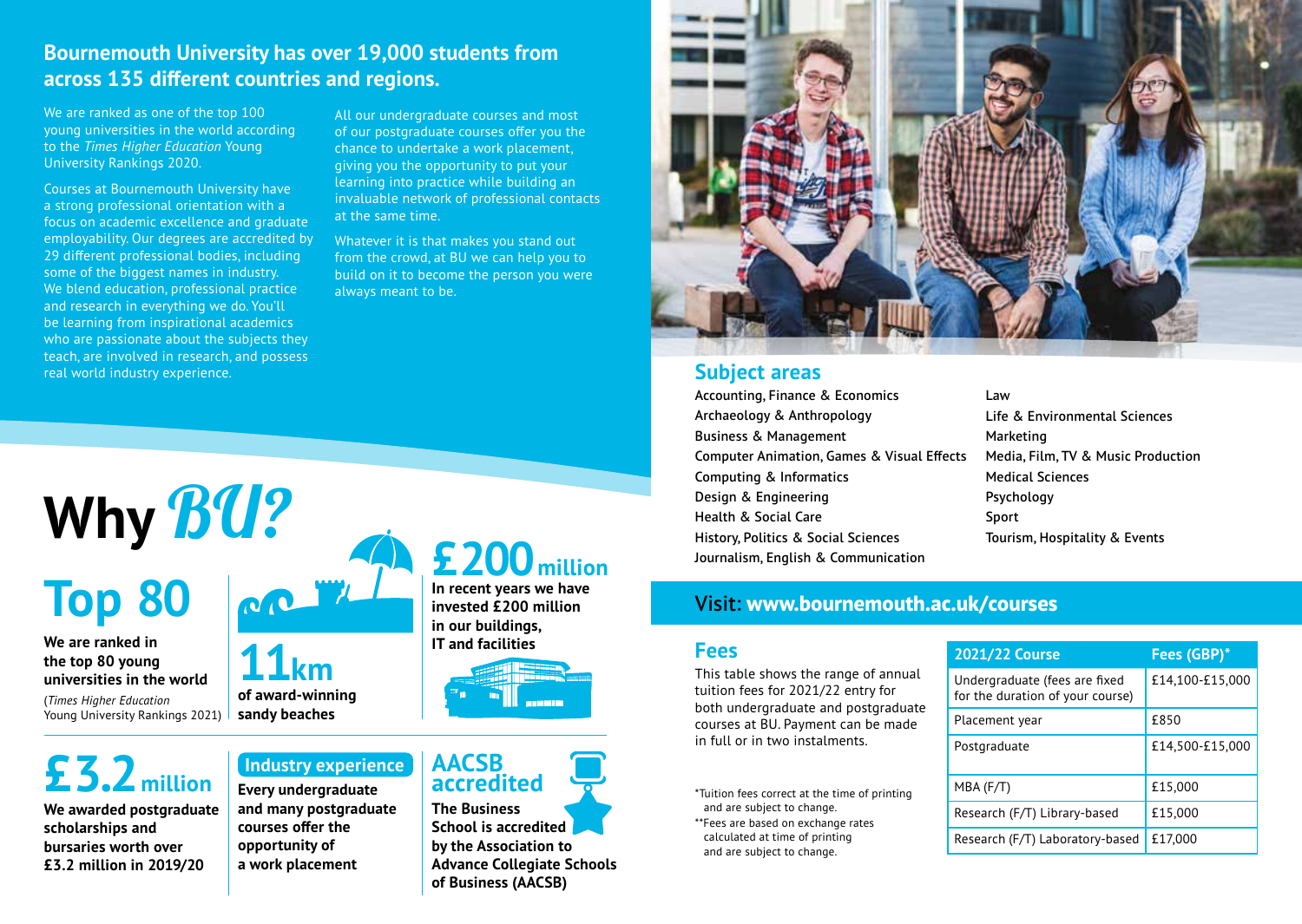## Bournemouth University has over 19,000 students from across 135 different countries and regions.

We are ranked as one of the top 100 young universities in the world according to the *Times Higher Education* Young University Rankings 2020.

Courses at Bournemouth University have a strong professional orientation with a focus on academic excellence and graduate employability. Our degrees are accredited by 29 different professional bodies, including some of the biggest names in industry. We blend education, professional practice and research in everything we do. You'll be learning from inspirational academics who are passionate about the subjects they teach, are involved in research, and possess real world industry experience.

All our undergraduate courses and most of our postgraduate courses offer you the chance to undertake a work placement, giving you the opportunity to put your learning into practice while building an invaluable network of professional contacts at the same time.

Whatever it is that makes you stand out from the crowd, at BU we can help you to build on it to become the person you were always meant to be.

# Why *BU?*

## Top 80

**We are ranked in the top 80 young universities in the world**

(*Times Higher Education* Young University Rankings 2021)

## 11km

**of award-winning sandy beaches**

## £200 million

**In recent years we have invested £200 million in our buildings, IT and facilities**

## £3.2 million

**We awarded postgraduate scholarships and bursaries worth over £3.2 million in 2019/20**

## Industry experience

**Every undergraduate and many postgraduate courses offer the opportunity of a work placement**

## AACSB accredited

**The Business School is accredited by the Association to Advance Collegiate Schools of Business (AACSB)**

## Subject areas

- Accounting, Finance & Economics
- Archaeology & Anthropology
- Business & Management
- Computer Animation, Games & Visual Effects
- Computing & Informatics
- Design & Engineering
- Health & Social Care
- History, Politics & Social Sciences
- Journalism, English & Communication
- Law
- Life & Environmental Sciences
- Marketing
- Media, Film, TV & Music Production
- Medical Sciences
- Psychology
- Sport
- Tourism, Hospitality & Events

## Visit: **www.bournemouth.ac.uk/courses**

## Fees

This table shows the range of annual tuition fees for 2021/22 entry for both undergraduate and postgraduate courses at BU. Payment can be made in full or in two instalments.

| 2021/22 Course | Fees (GBP)* |
|---|---|
| Undergraduate (fees are fixed for the duration of your course) | £14,100-£15,000 |
| Placement year | £850 |
| Postgraduate | £14,500-£15,000 |
| MBA (F/T) | £15,000 |
| Research (F/T) Library-based | £15,000 |
| Research (F/T) Laboratory-based | £17,000 |

*Tuition fees correct at the time of printing and are subject to change.

**Fees are based on exchange rates calculated at time of printing and are subject to change.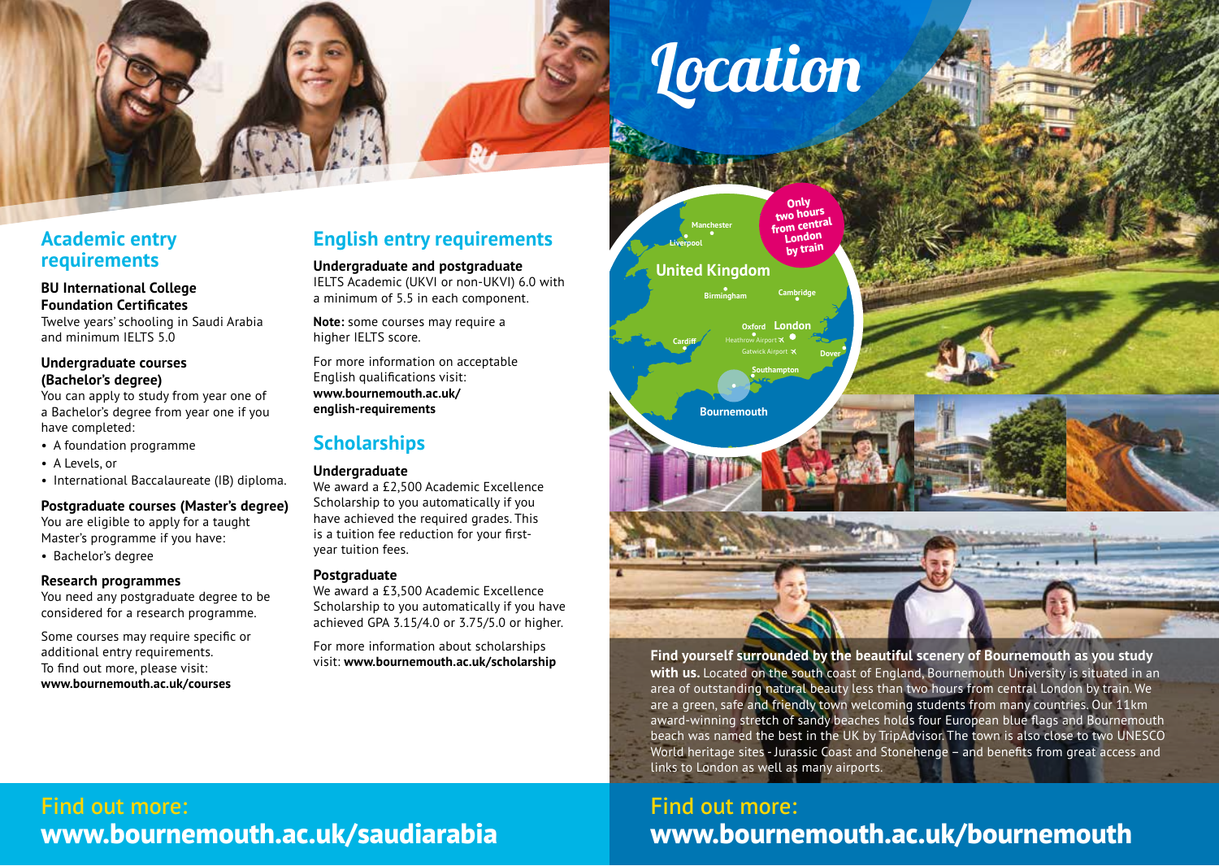## Academic entry requirements

**BU International College Foundation Certificates**
Twelve years' schooling in Saudi Arabia and minimum IELTS 5.0

**Undergraduate courses (Bachelor's degree)**
You can apply to study from year one of a Bachelor's degree from year one if you have completed:

- A foundation programme
- A Levels, or
- International Baccalaureate (IB) diploma.

**Postgraduate courses (Master's degree)**
You are eligible to apply for a taught Master's programme if you have:

- Bachelor's degree

**Research programmes**
You need any postgraduate degree to be considered for a research programme.

Some courses may require specific or additional entry requirements. To find out more, please visit: **www.bournemouth.ac.uk/courses**

## English entry requirements

**Undergraduate and postgraduate**
IELTS Academic (UKVI or non-UKVI) 6.0 with a minimum of 5.5 in each component.

**Note:** some courses may require a higher IELTS score.

For more information on acceptable English qualifications visit: **www.bournemouth.ac.uk/english-requirements**

## Scholarships

**Undergraduate**
We award a £2,500 Academic Excellence Scholarship to you automatically if you have achieved the required grades. This is a tuition fee reduction for your first-year tuition fees.

**Postgraduate**
We award a £3,500 Academic Excellence Scholarship to you automatically if you have achieved GPA 3.15/4.0 or 3.75/5.0 or higher.

For more information about scholarships visit: **www.bournemouth.ac.uk/scholarship**

Find out more:
**www.bournemouth.ac.uk/saudiarabia**

# Location

Only two hours from central London by train

United Kingdom

Manchester, Liverpool, Birmingham, Cambridge, Oxford, London, Heathrow Airport, Gatwick Airport, Cardiff, Dover, Southampton, Bournemouth

**Find yourself surrounded by the beautiful scenery of Bournemouth as you study with us.** Located on the south coast of England, Bournemouth University is situated in an area of outstanding natural beauty less than two hours from central London by train. We are a green, safe and friendly town welcoming students from many countries. Our 11km award-winning stretch of sandy beaches holds four European blue flags and Bournemouth beach was named the best in the UK by TripAdvisor. The town is also close to two UNESCO World heritage sites - Jurassic Coast and Stonehenge – and benefits from great access and links to London as well as many airports.

Find out more:
**www.bournemouth.ac.uk/bournemouth**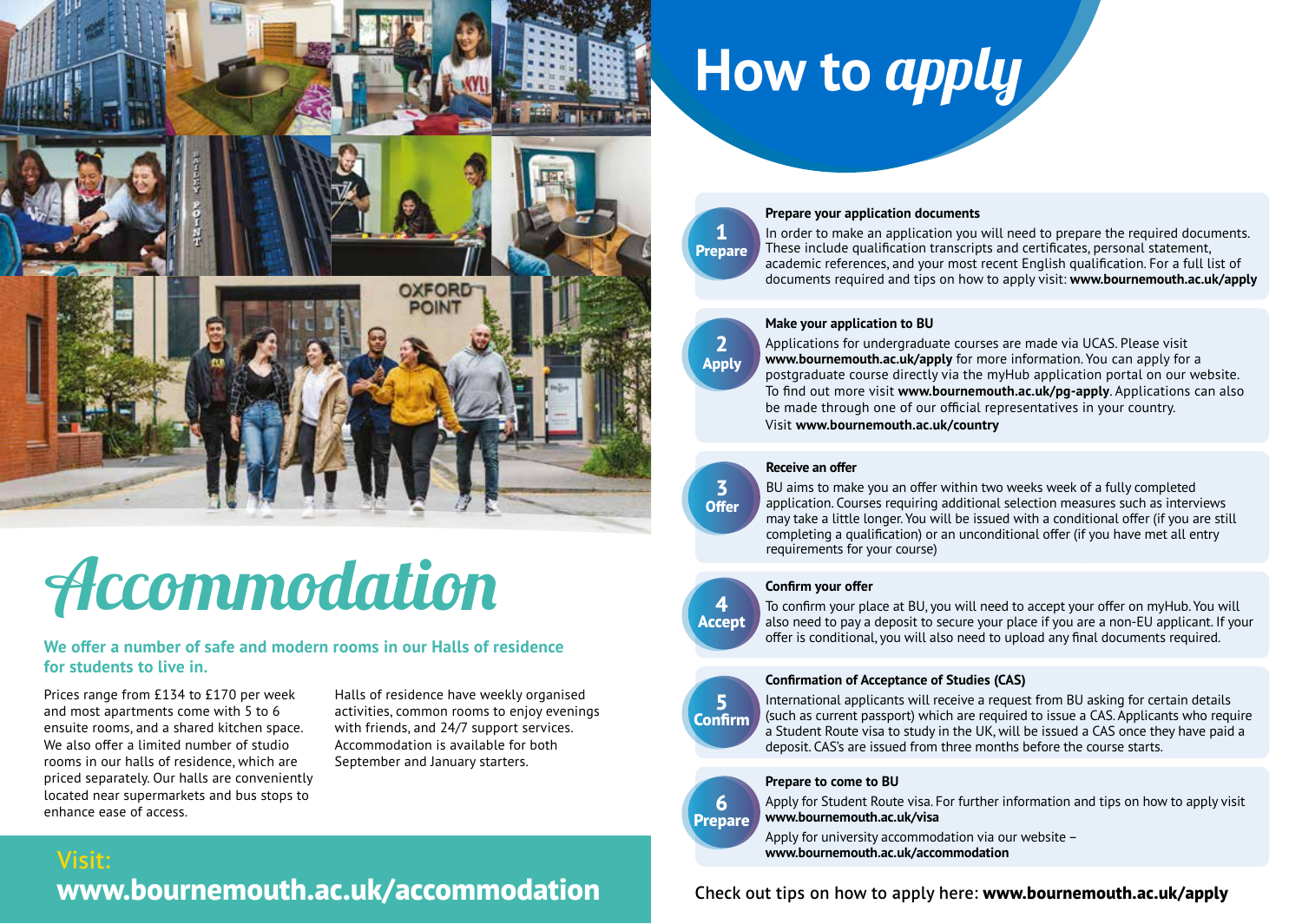# Accommodation

**We offer a number of safe and modern rooms in our Halls of residence for students to live in.**

Prices range from £134 to £170 per week and most apartments come with 5 to 6 ensuite rooms, and a shared kitchen space. We also offer a limited number of studio rooms in our halls of residence, which are priced separately. Our halls are conveniently located near supermarkets and bus stops to enhance ease of access.

Halls of residence have weekly organised activities, common rooms to enjoy evenings with friends, and 24/7 support services. Accommodation is available for both September and January starters.

Visit:
**www.bournemouth.ac.uk/accommodation**

# How to *apply*

**1 Prepare**

**Prepare your application documents**

In order to make an application you will need to prepare the required documents. These include qualification transcripts and certificates, personal statement, academic references, and your most recent English qualification. For a full list of documents required and tips on how to apply visit: **www.bournemouth.ac.uk/apply**

**2 Apply**

**Make your application to BU**

Applications for undergraduate courses are made via UCAS. Please visit **www.bournemouth.ac.uk/apply** for more information. You can apply for a postgraduate course directly via the myHub application portal on our website. To find out more visit **www.bournemouth.ac.uk/pg-apply**. Applications can also be made through one of our official representatives in your country. Visit **www.bournemouth.ac.uk/country**

**3 Offer**

**Receive an offer**

BU aims to make you an offer within two weeks week of a fully completed application. Courses requiring additional selection measures such as interviews may take a little longer. You will be issued with a conditional offer (if you are still completing a qualification) or an unconditional offer (if you have met all entry requirements for your course)

**4 Accept**

**Confirm your offer**

To confirm your place at BU, you will need to accept your offer on myHub. You will also need to pay a deposit to secure your place if you are a non-EU applicant. If your offer is conditional, you will also need to upload any final documents required.

**5 Confirm**

**Confirmation of Acceptance of Studies (CAS)**

International applicants will receive a request from BU asking for certain details (such as current passport) which are required to issue a CAS. Applicants who require a Student Route visa to study in the UK, will be issued a CAS once they have paid a deposit. CAS's are issued from three months before the course starts.

**6 Prepare**

**Prepare to come to BU**

Apply for Student Route visa. For further information and tips on how to apply visit **www.bournemouth.ac.uk/visa**

Apply for university accommodation via our website – **www.bournemouth.ac.uk/accommodation**

Check out tips on how to apply here: **www.bournemouth.ac.uk/apply**